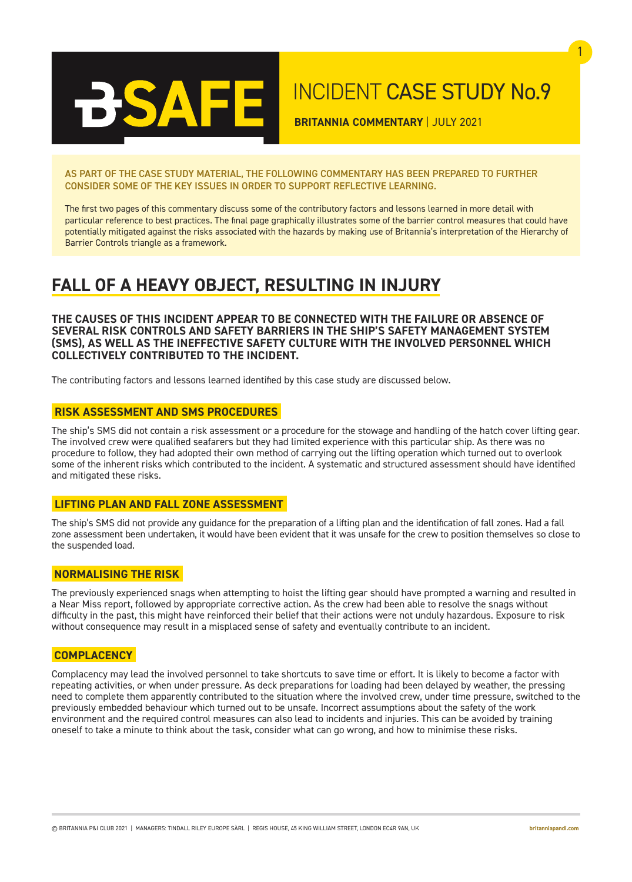# BSAFE

# INCIDENT CASE STUDY No.9

**BRITANNIA COMMENTARY** | JULY 2021

AS PART OF THE CASE STUDY MATERIAL, THE FOLLOWING COMMENTARY HAS BEEN PREPARED TO FURTHER CONSIDER SOME OF THE KEY ISSUES IN ORDER TO SUPPORT REFLECTIVE LEARNING.

The first two pages of this commentary discuss some of the contributory factors and lessons learned in more detail with particular reference to best practices. The final page graphically illustrates some of the barrier control measures that could have potentially mitigated against the risks associated with the hazards by making use of Britannia's interpretation of the Hierarchy of Barrier Controls triangle as a framework.

## FALL OF A HEAVY OBJECT, RESULTING IN INJURY

**THE CAUSES OF THIS INCIDENT APPEAR TO BE CONNECTED WITH THE FAILURE OR ABSENCE OF SEVERAL RISK CONTROLS AND SAFETY BARRIERS IN THE SHIP'S SAFETY MANAGEMENT SYSTEM (SMS), AS WELL AS THE INEFFECTIVE SAFETY CULTURE WITH THE INVOLVED PERSONNEL WHICH COLLECTIVELY CONTRIBUTED TO THE INCIDENT.**

The contributing factors and lessons learned identified by this case study are discussed below.

### RISK ASSESSMENT AND SMS PROCEDURES

The ship's SMS did not contain a risk assessment or a procedure for the stowage and handling of the hatch cover lifting gear. The involved crew were qualified seafarers but they had limited experience with this particular ship. As there was no procedure to follow, they had adopted their own method of carrying out the lifting operation which turned out to overlook some of the inherent risks which contributed to the incident. A systematic and structured assessment should have identified and mitigated these risks.

### LIFTING PLAN AND FALL ZONE ASSESSMENT

The ship's SMS did not provide any guidance for the preparation of a lifting plan and the identification of fall zones. Had a fall zone assessment been undertaken, it would have been evident that it was unsafe for the crew to position themselves so close to the suspended load.

### NORMALISING THE RISK

The previously experienced snags when attempting to hoist the lifting gear should have prompted a warning and resulted in a Near Miss report, followed by appropriate corrective action. As the crew had been able to resolve the snags without difficulty in the past, this might have reinforced their belief that their actions were not unduly hazardous. Exposure to risk without consequence may result in a misplaced sense of safety and eventually contribute to an incident.

### COMPLACENCY

Complacency may lead the involved personnel to take shortcuts to save time or effort. It is likely to become a factor with repeating activities, or when under pressure. As deck preparations for loading had been delayed by weather, the pressing need to complete them apparently contributed to the situation where the involved crew, under time pressure, switched to the previously embedded behaviour which turned out to be unsafe. Incorrect assumptions about the safety of the work environment and the required control measures can also lead to incidents and injuries. This can be avoided by training oneself to take a minute to think about the task, consider what can go wrong, and how to minimise these risks.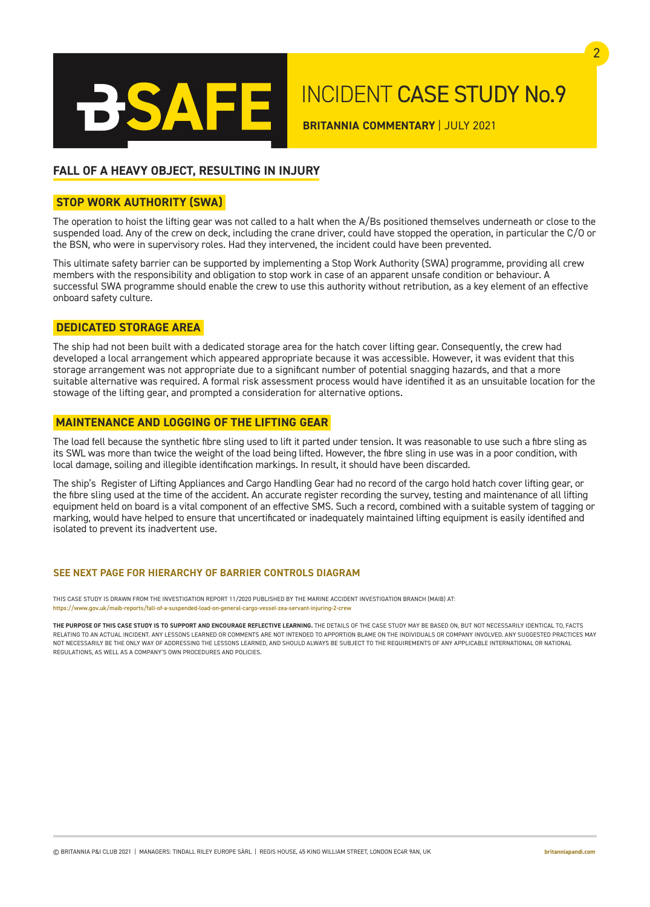# INCIDENT CASE STUDY No.9

**BRITANNIA COMMENTARY** | JULY 2021

## FALL OF A HEAVY OBJECT, RESULTING IN INJURY

### STOP WORK AUTHORITY (SWA)

The operation to hoist the lifting gear was not called to a halt when the A/Bs positioned themselves underneath or close to the suspended load. Any of the crew on deck, including the crane driver, could have stopped the operation, in particular the C/O or the BSN, who were in supervisory roles. Had they intervened, the incident could have been prevented.

This ultimate safety barrier can be supported by implementing a Stop Work Authority (SWA) programme, providing all crew members with the responsibility and obligation to stop work in case of an apparent unsafe condition or behaviour. A successful SWA programme should enable the crew to use this authority without retribution, as a key element of an effective onboard safety culture.

### DEDICATED STORAGE AREA

The ship had not been built with a dedicated storage area for the hatch cover lifting gear. Consequently, the crew had developed a local arrangement which appeared appropriate because it was accessible. However, it was evident that this storage arrangement was not appropriate due to a significant number of potential snagging hazards, and that a more suitable alternative was required. A formal risk assessment process would have identified it as an unsuitable location for the stowage of the lifting gear, and prompted a consideration for alternative options.

### MAINTENANCE AND LOGGING OF THE LIFTING GEAR

The load fell because the synthetic fibre sling used to lift it parted under tension. It was reasonable to use such a fibre sling as its SWL was more than twice the weight of the load being lifted. However, the fibre sling in use was in a poor condition, with local damage, soiling and illegible identification markings. In result, it should have been discarded.

The ship's Register of Lifting Appliances and Cargo Handling Gear had no record of the cargo hold hatch cover lifting gear, or the fibre sling used at the time of the accident. An accurate register recording the survey, testing and maintenance of all lifting equipment held on board is a vital component of an effective SMS. Such a record, combined with a suitable system of tagging or marking, would have helped to ensure that uncertificated or inadequately maintained lifting equipment is easily identified and isolated to prevent its inadvertent use.

**SEE NEXT PAGE FOR HIERARCHY OF BARRIER CONTROLS DIAGRAM**

THIS CASE STUDY IS DRAWN FROM THE INVESTIGATION REPORT 11/2020 PUBLISHED BY THE MARINE ACCIDENT INVESTIGATION BRANCH (MAIB) AT:
https://www.gov.uk/maib-reports/fall-of-a-suspended-load-on-general-cargo-vessel-zea-servant-injuring-2-crew

**THE PURPOSE OF THIS CASE STUDY IS TO SUPPORT AND ENCOURAGE REFLECTIVE LEARNING.** THE DETAILS OF THE CASE STUDY MAY BE BASED ON, BUT NOT NECESSARILY IDENTICAL TO, FACTS RELATING TO AN ACTUAL INCIDENT. ANY LESSONS LEARNED OR COMMENTS ARE NOT INTENDED TO APPORTION BLAME ON THE INDIVIDUALS OR COMPANY INVOLVED. ANY SUGGESTED PRACTICES MAY NOT NECESSARILY BE THE ONLY WAY OF ADDRESSING THE LESSONS LEARNED, AND SHOULD ALWAYS BE SUBJECT TO THE REQUIREMENTS OF ANY APPLICABLE INTERNATIONAL OR NATIONAL REGULATIONS, AS WELL AS A COMPANY'S OWN PROCEDURES AND POLICIES.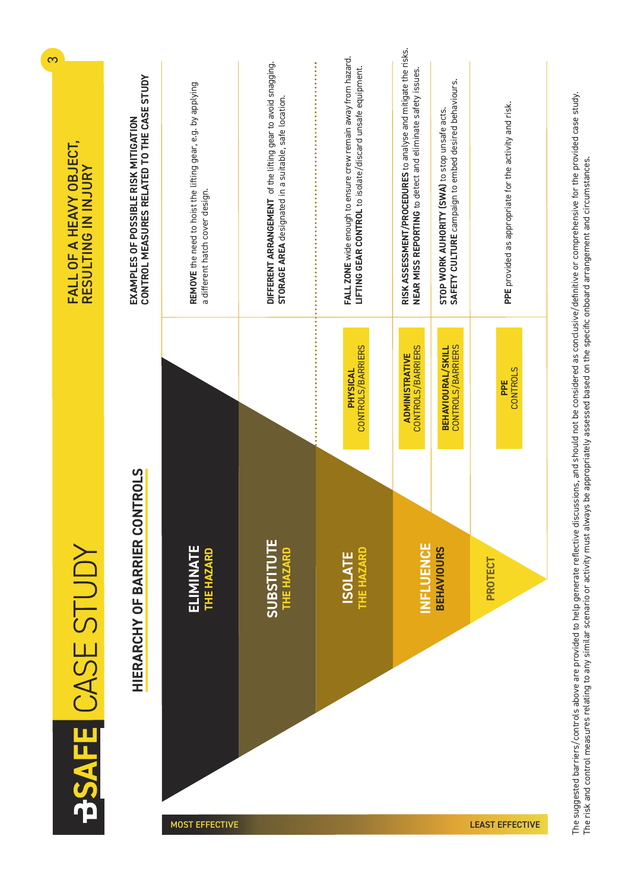# SAFE CASE STUDY

## FALL OF A HEAVY OBJECT, RESULTING IN INJURY

### HIERARCHY OF BARRIER CONTROLS

### EXAMPLES OF POSSIBLE RISK MITIGATION CONTROL MEASURES RELATED TO THE CASE STUDY

| Hierarchy | Control type | Examples |
| --- | --- | --- |
| **ELIMINATE** THE HAZARD | | **REMOVE** the need to hoist the lifting gear, e.g. by applying a different hatch cover design. |
| **SUBSTITUTE** THE HAZARD | | **DIFFERENT ARRANGEMENT** of the lifting gear to avoid snagging. **STORAGE AREA** designated in a suitable, safe location. |
| **ISOLATE** THE HAZARD | **PHYSICAL** CONTROLS/BARRIERS | **FALL ZONE** wide enough to ensure crew remain away from hazard. **LIFTING GEAR CONTROL** to isolate/discard unsafe equipment. |
| **INFLUENCE** BEHAVIOURS | **ADMINISTRATIVE** CONTROLS/BARRIERS | **RISK ASSESSMENT/PROCEDURES** to analyse and mitigate the risks. **NEAR MISS REPORTING** to detect and eliminate safety issues. |
| | **BEHAVIOURAL/SKILL** CONTROLS/BARRIERS | **STOP WORK AUHORITY (SWA)** to stop unsafe acts. **SAFETY CULTURE** campaign to embed desired behaviours. |
| **PROTECT** | **PPE** CONTROLS | **PPE** provided as appropriate for the activity and risk. |

MOST EFFECTIVE → LEAST EFFECTIVE

The suggested barriers/controls above are provided to help generate reflective discussions, and should not be considered as conclusive/definitive or comprehensive for the provided case study. The risk and control measures relating to any similar scenario or activity must always be appropriately assessed based on the specific onboard arrangement and circumstances.